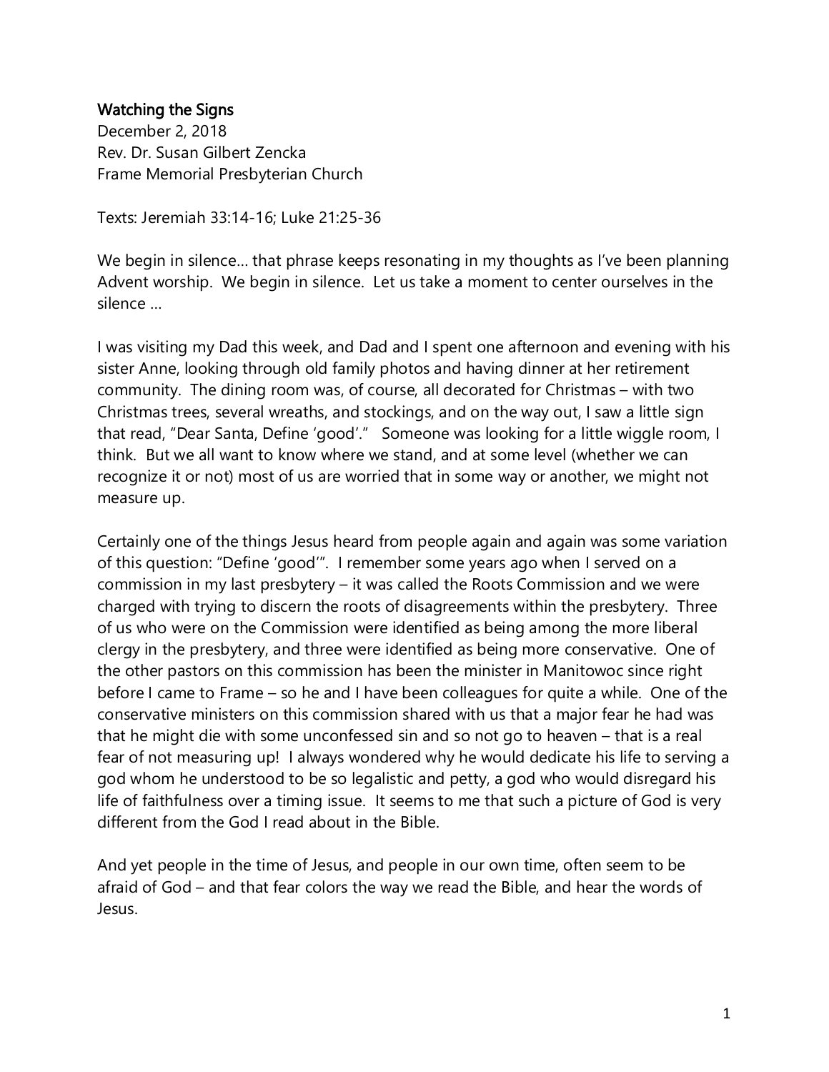**Watching the Signs**

December 2, 2018
Rev. Dr. Susan Gilbert Zencka
Frame Memorial Presbyterian Church

Texts: Jeremiah 33:14-16; Luke 21:25-36

We begin in silence… that phrase keeps resonating in my thoughts as I've been planning Advent worship. We begin in silence. Let us take a moment to center ourselves in the silence …

I was visiting my Dad this week, and Dad and I spent one afternoon and evening with his sister Anne, looking through old family photos and having dinner at her retirement community. The dining room was, of course, all decorated for Christmas – with two Christmas trees, several wreaths, and stockings, and on the way out, I saw a little sign that read, "Dear Santa, Define 'good'." Someone was looking for a little wiggle room, I think. But we all want to know where we stand, and at some level (whether we can recognize it or not) most of us are worried that in some way or another, we might not measure up.

Certainly one of the things Jesus heard from people again and again was some variation of this question: "Define 'good'". I remember some years ago when I served on a commission in my last presbytery – it was called the Roots Commission and we were charged with trying to discern the roots of disagreements within the presbytery. Three of us who were on the Commission were identified as being among the more liberal clergy in the presbytery, and three were identified as being more conservative. One of the other pastors on this commission has been the minister in Manitowoc since right before I came to Frame – so he and I have been colleagues for quite a while. One of the conservative ministers on this commission shared with us that a major fear he had was that he might die with some unconfessed sin and so not go to heaven – that is a real fear of not measuring up! I always wondered why he would dedicate his life to serving a god whom he understood to be so legalistic and petty, a god who would disregard his life of faithfulness over a timing issue. It seems to me that such a picture of God is very different from the God I read about in the Bible.

And yet people in the time of Jesus, and people in our own time, often seem to be afraid of God – and that fear colors the way we read the Bible, and hear the words of Jesus.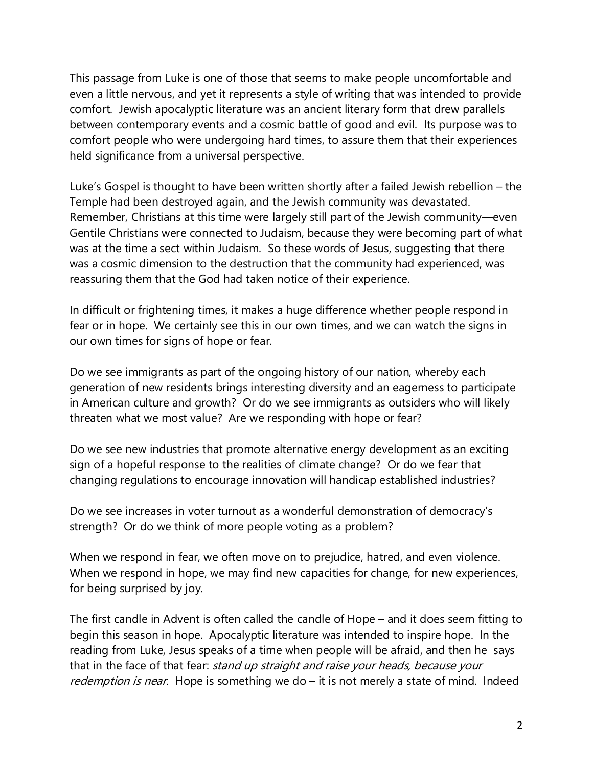This passage from Luke is one of those that seems to make people uncomfortable and even a little nervous, and yet it represents a style of writing that was intended to provide comfort. Jewish apocalyptic literature was an ancient literary form that drew parallels between contemporary events and a cosmic battle of good and evil. Its purpose was to comfort people who were undergoing hard times, to assure them that their experiences held significance from a universal perspective.

Luke's Gospel is thought to have been written shortly after a failed Jewish rebellion – the Temple had been destroyed again, and the Jewish community was devastated. Remember, Christians at this time were largely still part of the Jewish community—even Gentile Christians were connected to Judaism, because they were becoming part of what was at the time a sect within Judaism. So these words of Jesus, suggesting that there was a cosmic dimension to the destruction that the community had experienced, was reassuring them that the God had taken notice of their experience.

In difficult or frightening times, it makes a huge difference whether people respond in fear or in hope. We certainly see this in our own times, and we can watch the signs in our own times for signs of hope or fear.

Do we see immigrants as part of the ongoing history of our nation, whereby each generation of new residents brings interesting diversity and an eagerness to participate in American culture and growth? Or do we see immigrants as outsiders who will likely threaten what we most value? Are we responding with hope or fear?

Do we see new industries that promote alternative energy development as an exciting sign of a hopeful response to the realities of climate change? Or do we fear that changing regulations to encourage innovation will handicap established industries?

Do we see increases in voter turnout as a wonderful demonstration of democracy's strength? Or do we think of more people voting as a problem?

When we respond in fear, we often move on to prejudice, hatred, and even violence. When we respond in hope, we may find new capacities for change, for new experiences, for being surprised by joy.

The first candle in Advent is often called the candle of Hope – and it does seem fitting to begin this season in hope. Apocalyptic literature was intended to inspire hope. In the reading from Luke, Jesus speaks of a time when people will be afraid, and then he says that in the face of that fear: *stand up straight and raise your heads, because your redemption is near.* Hope is something we do – it is not merely a state of mind. Indeed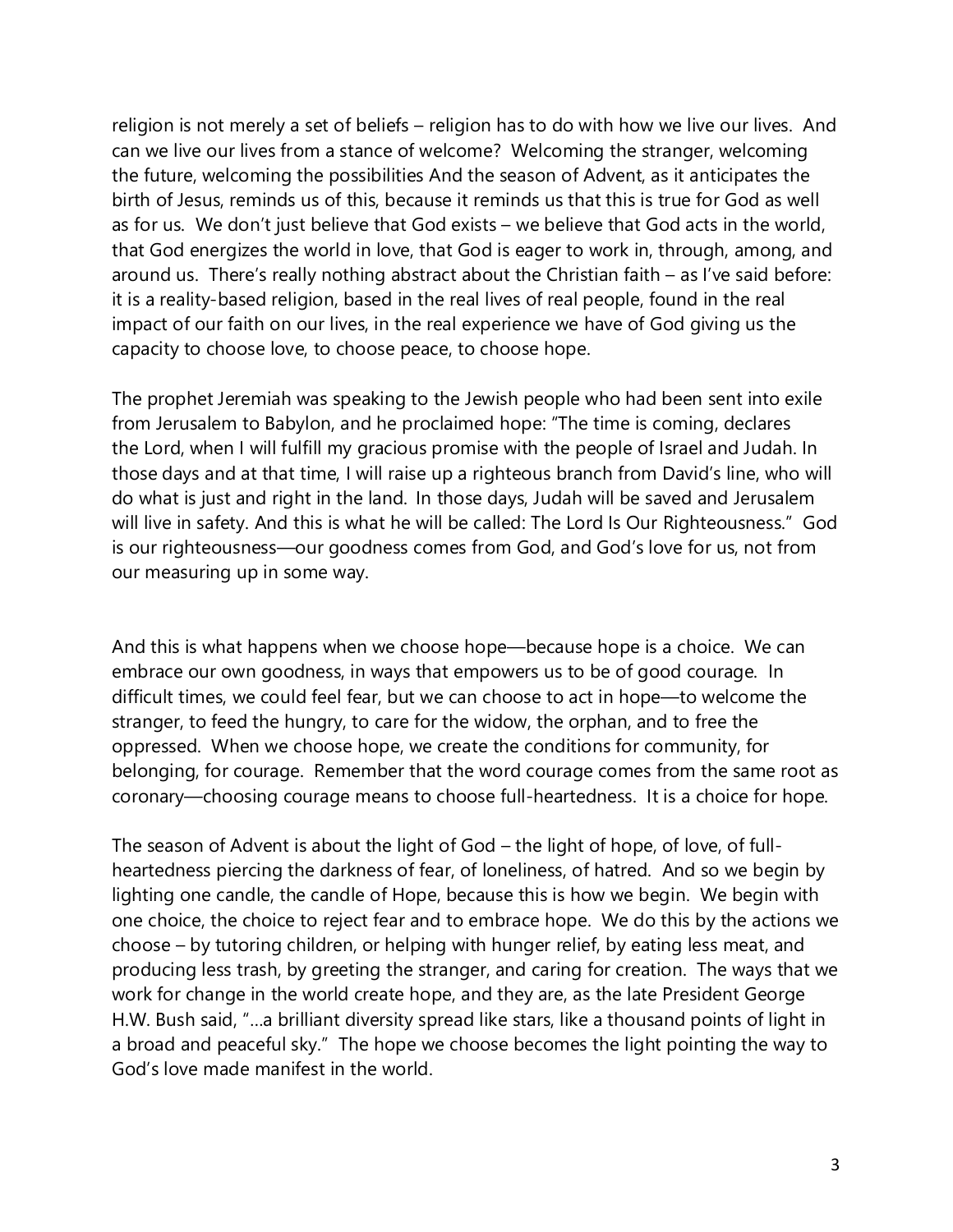religion is not merely a set of beliefs – religion has to do with how we live our lives. And can we live our lives from a stance of welcome? Welcoming the stranger, welcoming the future, welcoming the possibilities And the season of Advent, as it anticipates the birth of Jesus, reminds us of this, because it reminds us that this is true for God as well as for us. We don't just believe that God exists – we believe that God acts in the world, that God energizes the world in love, that God is eager to work in, through, among, and around us. There's really nothing abstract about the Christian faith – as I've said before: it is a reality-based religion, based in the real lives of real people, found in the real impact of our faith on our lives, in the real experience we have of God giving us the capacity to choose love, to choose peace, to choose hope.

The prophet Jeremiah was speaking to the Jewish people who had been sent into exile from Jerusalem to Babylon, and he proclaimed hope: "The time is coming, declares the Lord, when I will fulfill my gracious promise with the people of Israel and Judah. In those days and at that time, I will raise up a righteous branch from David's line, who will do what is just and right in the land. In those days, Judah will be saved and Jerusalem will live in safety. And this is what he will be called: The Lord Is Our Righteousness." God is our righteousness—our goodness comes from God, and God's love for us, not from our measuring up in some way.

And this is what happens when we choose hope—because hope is a choice. We can embrace our own goodness, in ways that empowers us to be of good courage. In difficult times, we could feel fear, but we can choose to act in hope—to welcome the stranger, to feed the hungry, to care for the widow, the orphan, and to free the oppressed. When we choose hope, we create the conditions for community, for belonging, for courage. Remember that the word courage comes from the same root as coronary—choosing courage means to choose full-heartedness. It is a choice for hope.

The season of Advent is about the light of God – the light of hope, of love, of full-heartedness piercing the darkness of fear, of loneliness, of hatred. And so we begin by lighting one candle, the candle of Hope, because this is how we begin. We begin with one choice, the choice to reject fear and to embrace hope. We do this by the actions we choose – by tutoring children, or helping with hunger relief, by eating less meat, and producing less trash, by greeting the stranger, and caring for creation. The ways that we work for change in the world create hope, and they are, as the late President George H.W. Bush said, "…a brilliant diversity spread like stars, like a thousand points of light in a broad and peaceful sky." The hope we choose becomes the light pointing the way to God's love made manifest in the world.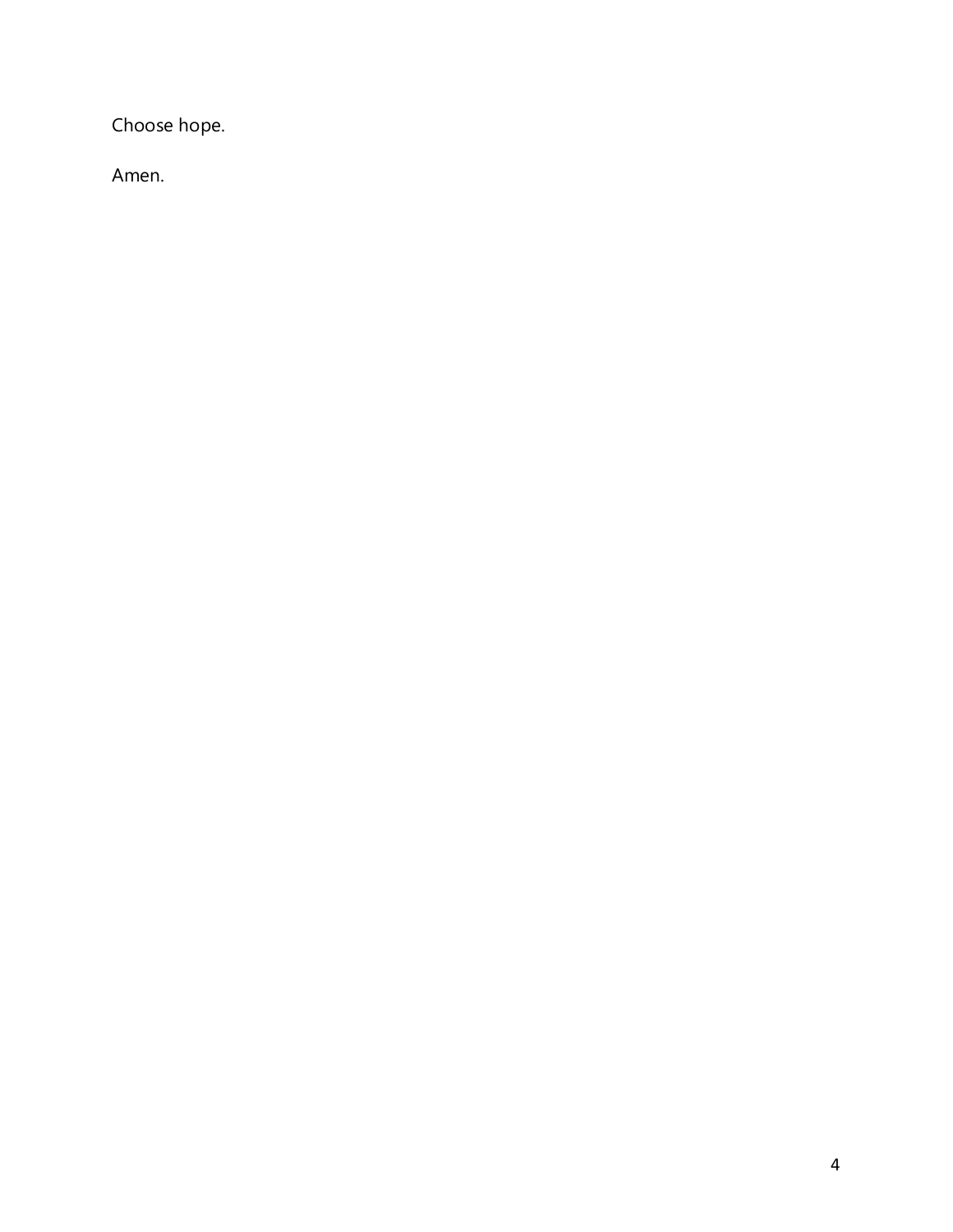Choose hope.

Amen.